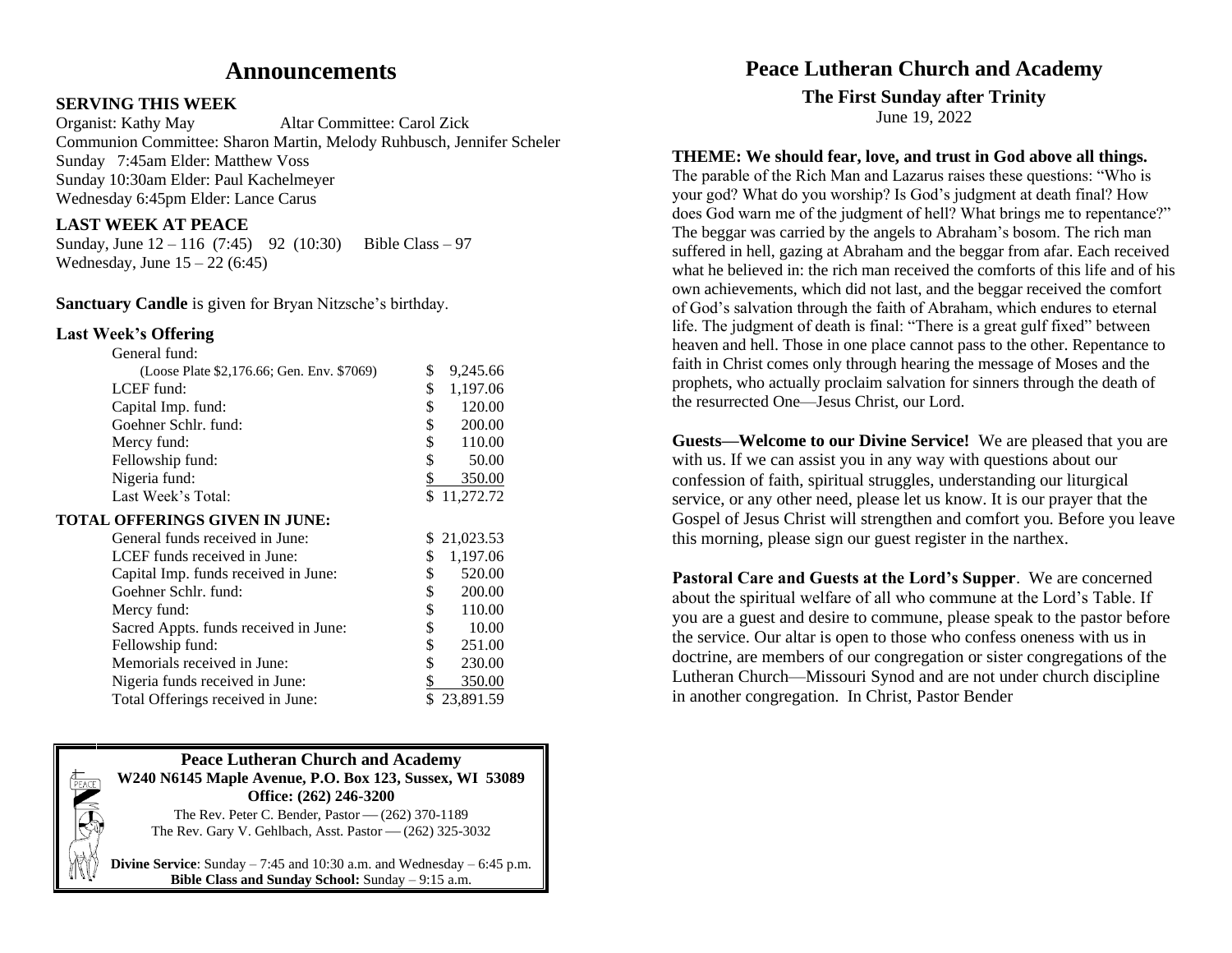# Announcements

### SERVING THIS WEEK

Organist: Kathy May Altar Committee: Carol Zick
Communion Committee: Sharon Martin, Melody Ruhbusch, Jennifer Scheler
Sunday 7:45am Elder: Matthew Voss
Sunday 10:30am Elder: Paul Kachelmeyer
Wednesday 6:45pm Elder: Lance Carus

### LAST WEEK AT PEACE

Sunday, June 12 – 116 (7:45) 92 (10:30) Bible Class – 97
Wednesday, June 15 – 22 (6:45)

**Sanctuary Candle** is given for Bryan Nitzsche's birthday.

### Last Week's Offering

| | |
|---|---|
| General fund: | |
| (Loose Plate $2,176.66; Gen. Env. $7069) | $ 9,245.66 |
| LCEF fund: | $ 1,197.06 |
| Capital Imp. fund: | $ 120.00 |
| Goehner Schlr. fund: | $ 200.00 |
| Mercy fund: | $ 110.00 |
| Fellowship fund: | $ 50.00 |
| Nigeria fund: | $ 350.00 |
| Last Week's Total: | $ 11,272.72 |

### TOTAL OFFERINGS GIVEN IN JUNE:

| | |
|---|---|
| General funds received in June: | $ 21,023.53 |
| LCEF funds received in June: | $ 1,197.06 |
| Capital Imp. funds received in June: | $ 520.00 |
| Goehner Schlr. fund: | $ 200.00 |
| Mercy fund: | $ 110.00 |
| Sacred Appts. funds received in June: | $ 10.00 |
| Fellowship fund: | $ 251.00 |
| Memorials received in June: | $ 230.00 |
| Nigeria funds received in June: | $ 350.00 |
| Total Offerings received in June: | $ 23,891.59 |

**Peace Lutheran Church and Academy**
**W240 N6145 Maple Avenue, P.O. Box 123, Sussex, WI 53089**
**Office: (262) 246-3200**
The Rev. Peter C. Bender, Pastor — (262) 370-1189
The Rev. Gary V. Gehlbach, Asst. Pastor — (262) 325-3032

**Divine Service**: Sunday – 7:45 and 10:30 a.m. and Wednesday – 6:45 p.m.
**Bible Class and Sunday School:** Sunday – 9:15 a.m.

# Peace Lutheran Church and Academy

## The First Sunday after Trinity

June 19, 2022

**THEME: We should fear, love, and trust in God above all things.**
The parable of the Rich Man and Lazarus raises these questions: "Who is your god? What do you worship? Is God's judgment at death final? How does God warn me of the judgment of hell? What brings me to repentance?" The beggar was carried by the angels to Abraham's bosom. The rich man suffered in hell, gazing at Abraham and the beggar from afar. Each received what he believed in: the rich man received the comforts of this life and of his own achievements, which did not last, and the beggar received the comfort of God's salvation through the faith of Abraham, which endures to eternal life. The judgment of death is final: "There is a great gulf fixed" between heaven and hell. Those in one place cannot pass to the other. Repentance to faith in Christ comes only through hearing the message of Moses and the prophets, who actually proclaim salvation for sinners through the death of the resurrected One—Jesus Christ, our Lord.

**Guests—Welcome to our Divine Service!** We are pleased that you are with us. If we can assist you in any way with questions about our confession of faith, spiritual struggles, understanding our liturgical service, or any other need, please let us know. It is our prayer that the Gospel of Jesus Christ will strengthen and comfort you. Before you leave this morning, please sign our guest register in the narthex.

**Pastoral Care and Guests at the Lord's Supper**. We are concerned about the spiritual welfare of all who commune at the Lord's Table. If you are a guest and desire to commune, please speak to the pastor before the service. Our altar is open to those who confess oneness with us in doctrine, are members of our congregation or sister congregations of the Lutheran Church—Missouri Synod and are not under church discipline in another congregation. In Christ, Pastor Bender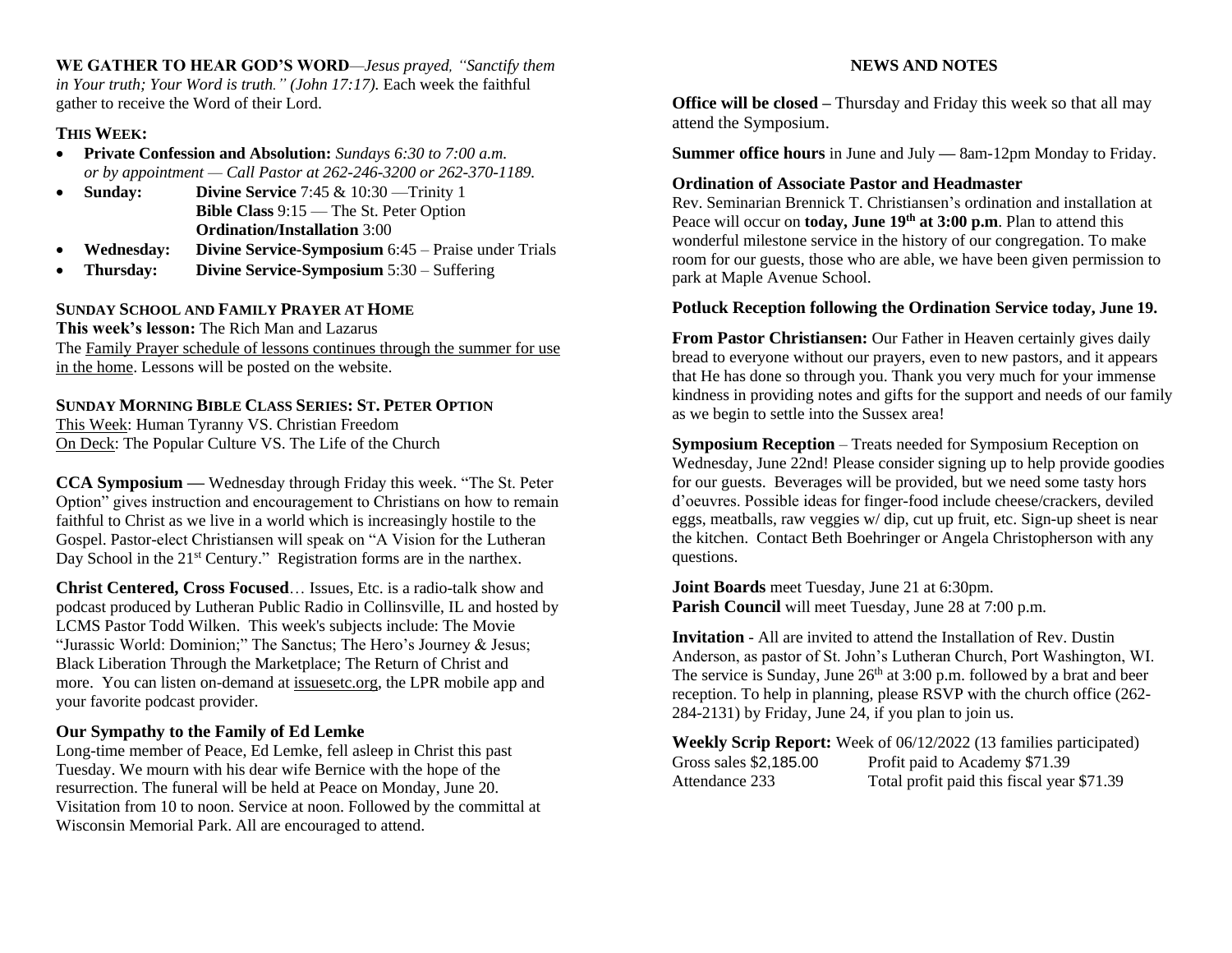**WE GATHER TO HEAR GOD'S WORD**—*Jesus prayed, "Sanctify them in Your truth; Your Word is truth." (John 17:17).* Each week the faithful gather to receive the Word of their Lord.

### THIS WEEK:

- **Private Confession and Absolution:** *Sundays 6:30 to 7:00 a.m. or by appointment — Call Pastor at 262-246-3200 or 262-370-1189.*
- **Sunday:** **Divine Service** 7:45 & 10:30 —Trinity 1
  **Bible Class** 9:15 — The St. Peter Option
  **Ordination/Installation** 3:00
- **Wednesday:** **Divine Service-Symposium** 6:45 – Praise under Trials
- **Thursday:** **Divine Service-Symposium** 5:30 – Suffering

### SUNDAY SCHOOL AND FAMILY PRAYER AT HOME

**This week's lesson:** The Rich Man and Lazarus

The Family Prayer schedule of lessons continues through the summer for use in the home. Lessons will be posted on the website.

### SUNDAY MORNING BIBLE CLASS SERIES: ST. PETER OPTION

This Week: Human Tyranny VS. Christian Freedom
On Deck: The Popular Culture VS. The Life of the Church

**CCA Symposium —** Wednesday through Friday this week. "The St. Peter Option" gives instruction and encouragement to Christians on how to remain faithful to Christ as we live in a world which is increasingly hostile to the Gospel. Pastor-elect Christiansen will speak on "A Vision for the Lutheran Day School in the 21st Century." Registration forms are in the narthex.

**Christ Centered, Cross Focused**… Issues, Etc. is a radio-talk show and podcast produced by Lutheran Public Radio in Collinsville, IL and hosted by LCMS Pastor Todd Wilken. This week's subjects include: The Movie "Jurassic World: Dominion;" The Sanctus; The Hero's Journey & Jesus; Black Liberation Through the Marketplace; The Return of Christ and more. You can listen on-demand at issuesetc.org, the LPR mobile app and your favorite podcast provider.

### Our Sympathy to the Family of Ed Lemke

Long-time member of Peace, Ed Lemke, fell asleep in Christ this past Tuesday. We mourn with his dear wife Bernice with the hope of the resurrection. The funeral will be held at Peace on Monday, June 20. Visitation from 10 to noon. Service at noon. Followed by the committal at Wisconsin Memorial Park. All are encouraged to attend.

## NEWS AND NOTES

**Office will be closed –** Thursday and Friday this week so that all may attend the Symposium.

**Summer office hours** in June and July **—** 8am-12pm Monday to Friday.

### Ordination of Associate Pastor and Headmaster

Rev. Seminarian Brennick T. Christiansen's ordination and installation at Peace will occur on **today, June 19th at 3:00 p.m**. Plan to attend this wonderful milestone service in the history of our congregation. To make room for our guests, those who are able, we have been given permission to park at Maple Avenue School.

### Potluck Reception following the Ordination Service today, June 19.

**From Pastor Christiansen:** Our Father in Heaven certainly gives daily bread to everyone without our prayers, even to new pastors, and it appears that He has done so through you. Thank you very much for your immense kindness in providing notes and gifts for the support and needs of our family as we begin to settle into the Sussex area!

**Symposium Reception** – Treats needed for Symposium Reception on Wednesday, June 22nd! Please consider signing up to help provide goodies for our guests. Beverages will be provided, but we need some tasty hors d'oeuvres. Possible ideas for finger-food include cheese/crackers, deviled eggs, meatballs, raw veggies w/ dip, cut up fruit, etc. Sign-up sheet is near the kitchen. Contact Beth Boehringer or Angela Christopherson with any questions.

**Joint Boards** meet Tuesday, June 21 at 6:30pm.
**Parish Council** will meet Tuesday, June 28 at 7:00 p.m.

**Invitation** - All are invited to attend the Installation of Rev. Dustin Anderson, as pastor of St. John's Lutheran Church, Port Washington, WI. The service is Sunday, June 26th at 3:00 p.m. followed by a brat and beer reception. To help in planning, please RSVP with the church office (262-284-2131) by Friday, June 24, if you plan to join us.

**Weekly Scrip Report:** Week of 06/12/2022 (13 families participated)

| | |
|---|---|
| Gross sales $2,185.00 | Profit paid to Academy $71.39 |
| Attendance 233 | Total profit paid this fiscal year $71.39 |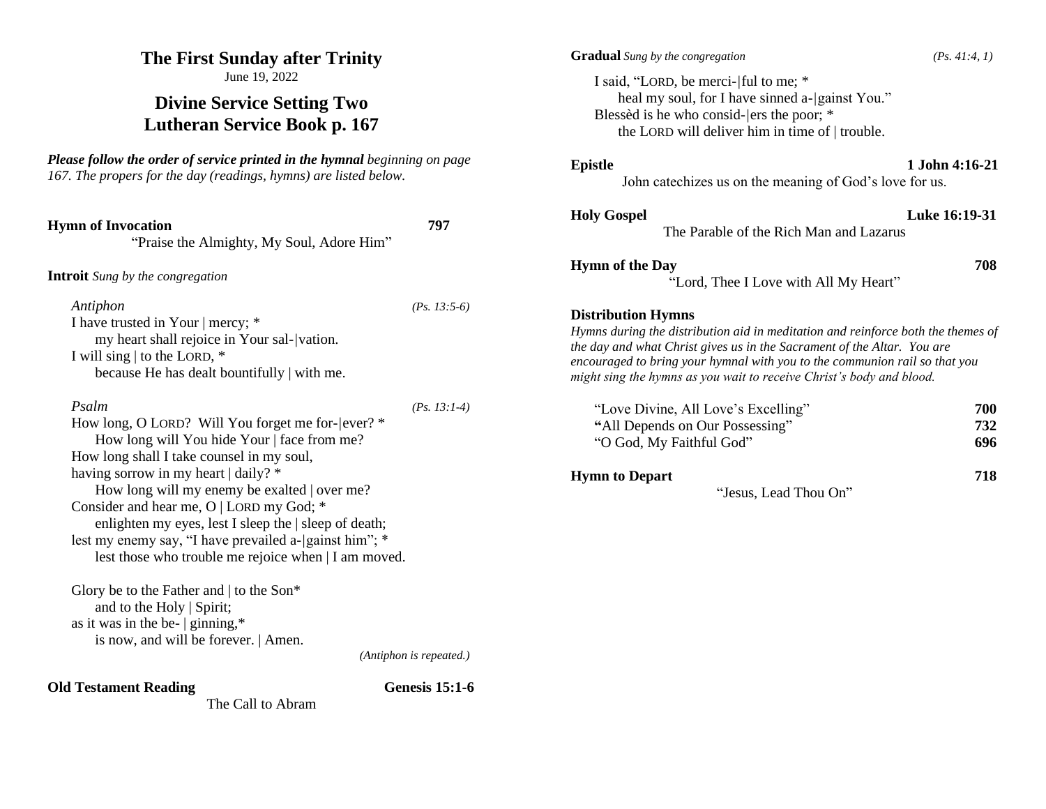# The First Sunday after Trinity

June 19, 2022

## Divine Service Setting Two
## Lutheran Service Book p. 167

***Please follow the order of service printed in the hymnal** beginning on page 167. The propers for the day (readings, hymns) are listed below.*

**Hymn of Invocation** **797**

"Praise the Almighty, My Soul, Adore Him"

**Introit** *Sung by the congregation*

*Antiphon* *(Ps. 13:5-6)*

I have trusted in Your | mercy; *
  my heart shall rejoice in Your sal-|vation.
I will sing | to the LORD, *
  because He has dealt bountifully | with me.

*Psalm* *(Ps. 13:1-4)*

How long, O LORD? Will You forget me for-|ever? *
  How long will You hide Your | face from me?
How long shall I take counsel in my soul,
having sorrow in my heart | daily? *
  How long will my enemy be exalted | over me?
Consider and hear me, O | LORD my God; *
  enlighten my eyes, lest I sleep the | sleep of death;
lest my enemy say, "I have prevailed a-|gainst him"; *
  lest those who trouble me rejoice when | I am moved.

Glory be to the Father and | to the Son*
  and to the Holy | Spirit;
as it was in the be- | ginning,*
  is now, and will be forever. | Amen.

*(Antiphon is repeated.)*

**Old Testament Reading** **Genesis 15:1-6**

The Call to Abram

**Gradual** *Sung by the congregation* *(Ps. 41:4, 1)*

I said, "LORD, be merci-|ful to me; *
  heal my soul, for I have sinned a-|gainst You."
Blessèd is he who consid-|ers the poor; *
  the LORD will deliver him in time of | trouble.

**Epistle** **1 John 4:16-21**

John catechizes us on the meaning of God's love for us.

**Holy Gospel** **Luke 16:19-31**

The Parable of the Rich Man and Lazarus

**Hymn of the Day** **708**

"Lord, Thee I Love with All My Heart"

**Distribution Hymns**

*Hymns during the distribution aid in meditation and reinforce both the themes of the day and what Christ gives us in the Sacrament of the Altar. You are encouraged to bring your hymnal with you to the communion rail so that you might sing the hymns as you wait to receive Christ's body and blood.*

"Love Divine, All Love's Excelling" **700**
"All Depends on Our Possessing" **732**
"O God, My Faithful God" **696**

**Hymn to Depart** **718**

"Jesus, Lead Thou On"